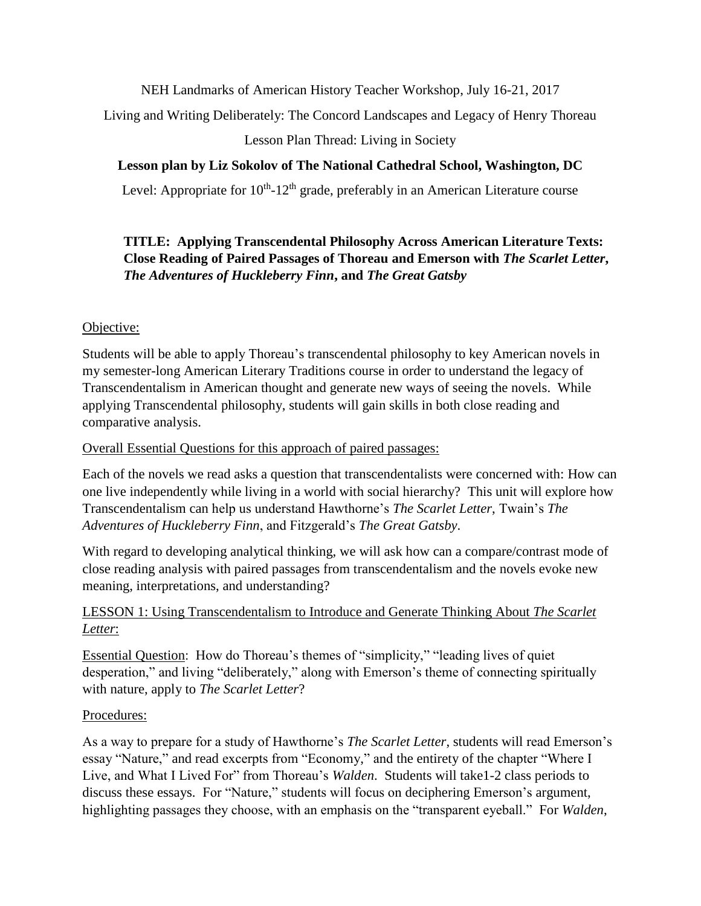NEH Landmarks of American History Teacher Workshop, July 16-21, 2017

Living and Writing Deliberately: The Concord Landscapes and Legacy of Henry Thoreau

Lesson Plan Thread: Living in Society

**Lesson plan by Liz Sokolov of The National Cathedral School, Washington, DC**

Level: Appropriate for 10th-12th grade, preferably in an American Literature course

# TITLE: Applying Transcendental Philosophy Across American Literature Texts: Close Reading of Paired Passages of Thoreau and Emerson with *The Scarlet Letter*, *The Adventures of Huckleberry Finn*, and *The Great Gatsby*

## Objective:

Students will be able to apply Thoreau's transcendental philosophy to key American novels in my semester-long American Literary Traditions course in order to understand the legacy of Transcendentalism in American thought and generate new ways of seeing the novels. While applying Transcendental philosophy, students will gain skills in both close reading and comparative analysis.

## Overall Essential Questions for this approach of paired passages:

Each of the novels we read asks a question that transcendentalists were concerned with: How can one live independently while living in a world with social hierarchy? This unit will explore how Transcendentalism can help us understand Hawthorne's *The Scarlet Letter*, Twain's *The Adventures of Huckleberry Finn*, and Fitzgerald's *The Great Gatsby*.

With regard to developing analytical thinking, we will ask how can a compare/contrast mode of close reading analysis with paired passages from transcendentalism and the novels evoke new meaning, interpretations, and understanding?

## LESSON 1: Using Transcendentalism to Introduce and Generate Thinking About *The Scarlet Letter*:

Essential Question: How do Thoreau's themes of "simplicity," "leading lives of quiet desperation," and living "deliberately," along with Emerson's theme of connecting spiritually with nature, apply to *The Scarlet Letter*?

### Procedures:

As a way to prepare for a study of Hawthorne's *The Scarlet Letter*, students will read Emerson's essay "Nature," and read excerpts from "Economy," and the entirety of the chapter "Where I Live, and What I Lived For" from Thoreau's *Walden*. Students will take1-2 class periods to discuss these essays. For "Nature," students will focus on deciphering Emerson's argument, highlighting passages they choose, with an emphasis on the "transparent eyeball." For *Walden*,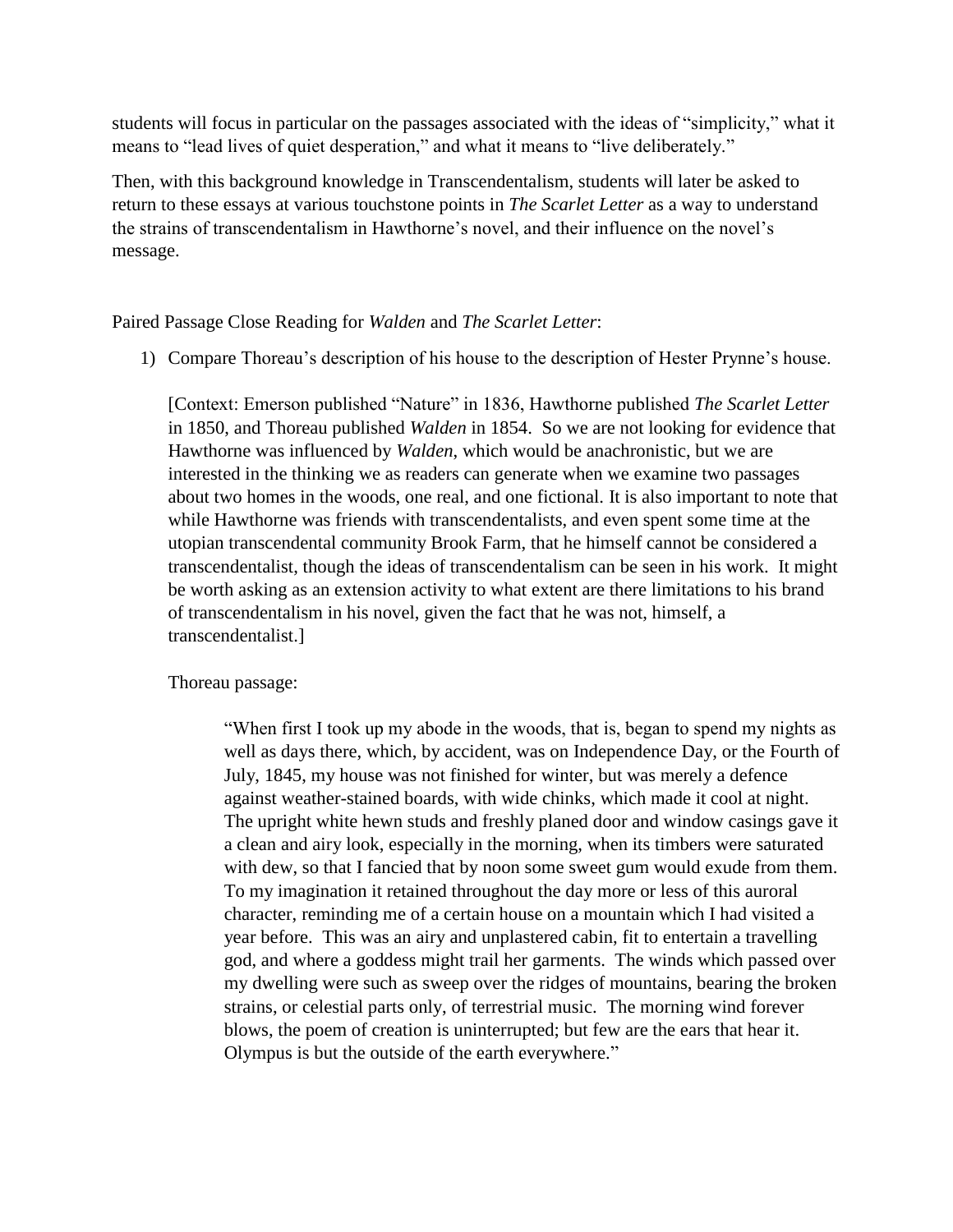students will focus in particular on the passages associated with the ideas of "simplicity," what it means to "lead lives of quiet desperation," and what it means to "live deliberately."

Then, with this background knowledge in Transcendentalism, students will later be asked to return to these essays at various touchstone points in *The Scarlet Letter* as a way to understand the strains of transcendentalism in Hawthorne's novel, and their influence on the novel's message.

Paired Passage Close Reading for *Walden* and *The Scarlet Letter*:

1) Compare Thoreau's description of his house to the description of Hester Prynne's house.

   [Context: Emerson published "Nature" in 1836, Hawthorne published *The Scarlet Letter* in 1850, and Thoreau published *Walden* in 1854. So we are not looking for evidence that Hawthorne was influenced by *Walden*, which would be anachronistic, but we are interested in the thinking we as readers can generate when we examine two passages about two homes in the woods, one real, and one fictional. It is also important to note that while Hawthorne was friends with transcendentalists, and even spent some time at the utopian transcendental community Brook Farm, that he himself cannot be considered a transcendentalist, though the ideas of transcendentalism can be seen in his work. It might be worth asking as an extension activity to what extent are there limitations to his brand of transcendentalism in his novel, given the fact that he was not, himself, a transcendentalist.]

   Thoreau passage:

   > "When first I took up my abode in the woods, that is, began to spend my nights as well as days there, which, by accident, was on Independence Day, or the Fourth of July, 1845, my house was not finished for winter, but was merely a defence against weather-stained boards, with wide chinks, which made it cool at night. The upright white hewn studs and freshly planed door and window casings gave it a clean and airy look, especially in the morning, when its timbers were saturated with dew, so that I fancied that by noon some sweet gum would exude from them. To my imagination it retained throughout the day more or less of this auroral character, reminding me of a certain house on a mountain which I had visited a year before. This was an airy and unplastered cabin, fit to entertain a travelling god, and where a goddess might trail her garments. The winds which passed over my dwelling were such as sweep over the ridges of mountains, bearing the broken strains, or celestial parts only, of terrestrial music. The morning wind forever blows, the poem of creation is uninterrupted; but few are the ears that hear it. Olympus is but the outside of the earth everywhere."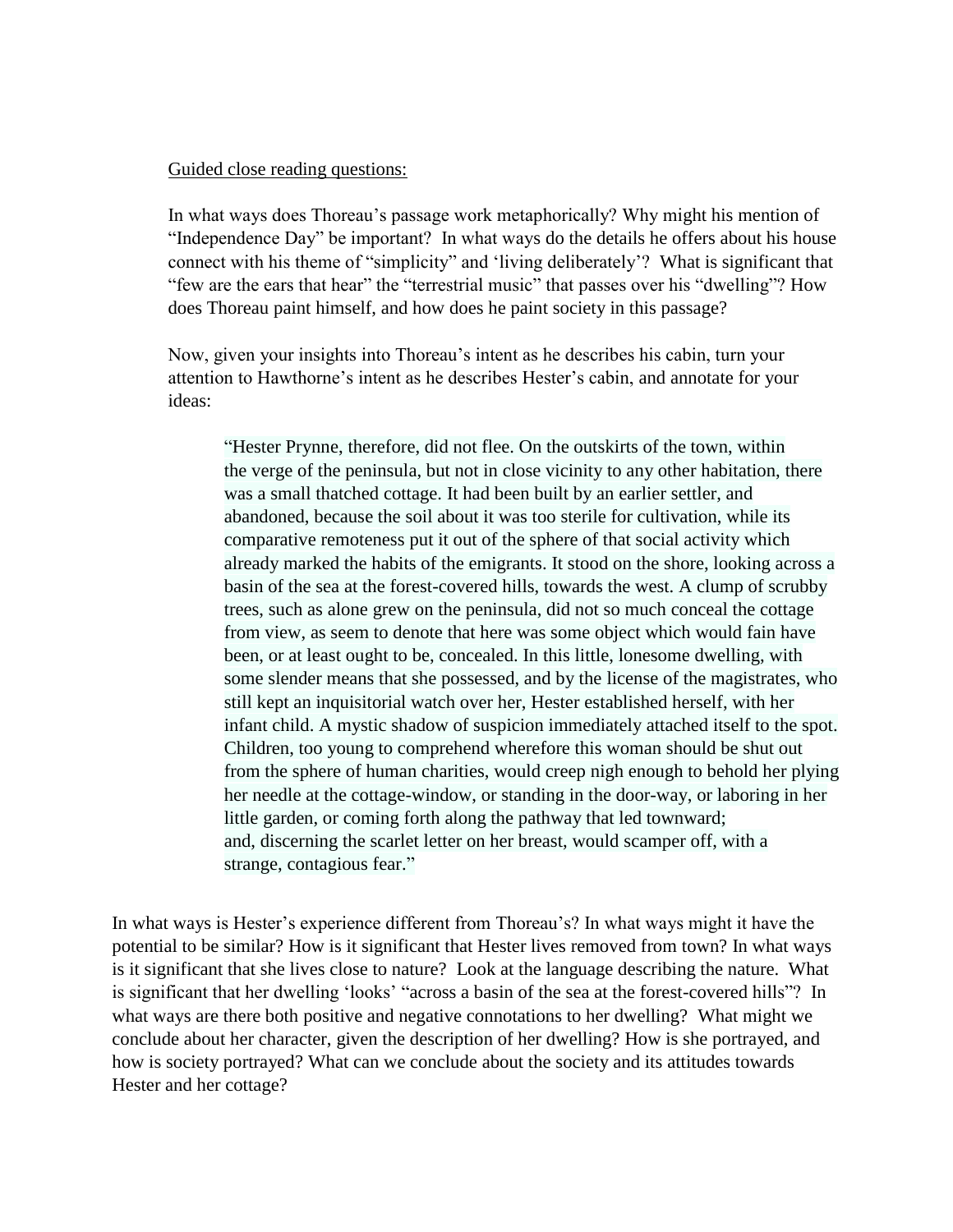<u>Guided close reading questions:</u>

In what ways does Thoreau's passage work metaphorically? Why might his mention of "Independence Day" be important? In what ways do the details he offers about his house connect with his theme of "simplicity" and 'living deliberately'? What is significant that "few are the ears that hear" the "terrestrial music" that passes over his "dwelling"? How does Thoreau paint himself, and how does he paint society in this passage?

Now, given your insights into Thoreau's intent as he describes his cabin, turn your attention to Hawthorne's intent as he describes Hester's cabin, and annotate for your ideas:

> "Hester Prynne, therefore, did not flee. On the outskirts of the town, within the verge of the peninsula, but not in close vicinity to any other habitation, there was a small thatched cottage. It had been built by an earlier settler, and abandoned, because the soil about it was too sterile for cultivation, while its comparative remoteness put it out of the sphere of that social activity which already marked the habits of the emigrants. It stood on the shore, looking across a basin of the sea at the forest-covered hills, towards the west. A clump of scrubby trees, such as alone grew on the peninsula, did not so much conceal the cottage from view, as seem to denote that here was some object which would fain have been, or at least ought to be, concealed. In this little, lonesome dwelling, with some slender means that she possessed, and by the license of the magistrates, who still kept an inquisitorial watch over her, Hester established herself, with her infant child. A mystic shadow of suspicion immediately attached itself to the spot. Children, too young to comprehend wherefore this woman should be shut out from the sphere of human charities, would creep nigh enough to behold her plying her needle at the cottage-window, or standing in the door-way, or laboring in her little garden, or coming forth along the pathway that led townward; and, discerning the scarlet letter on her breast, would scamper off, with a strange, contagious fear."

In what ways is Hester's experience different from Thoreau's? In what ways might it have the potential to be similar? How is it significant that Hester lives removed from town? In what ways is it significant that she lives close to nature? Look at the language describing the nature. What is significant that her dwelling 'looks' "across a basin of the sea at the forest-covered hills"? In what ways are there both positive and negative connotations to her dwelling? What might we conclude about her character, given the description of her dwelling? How is she portrayed, and how is society portrayed? What can we conclude about the society and its attitudes towards Hester and her cottage?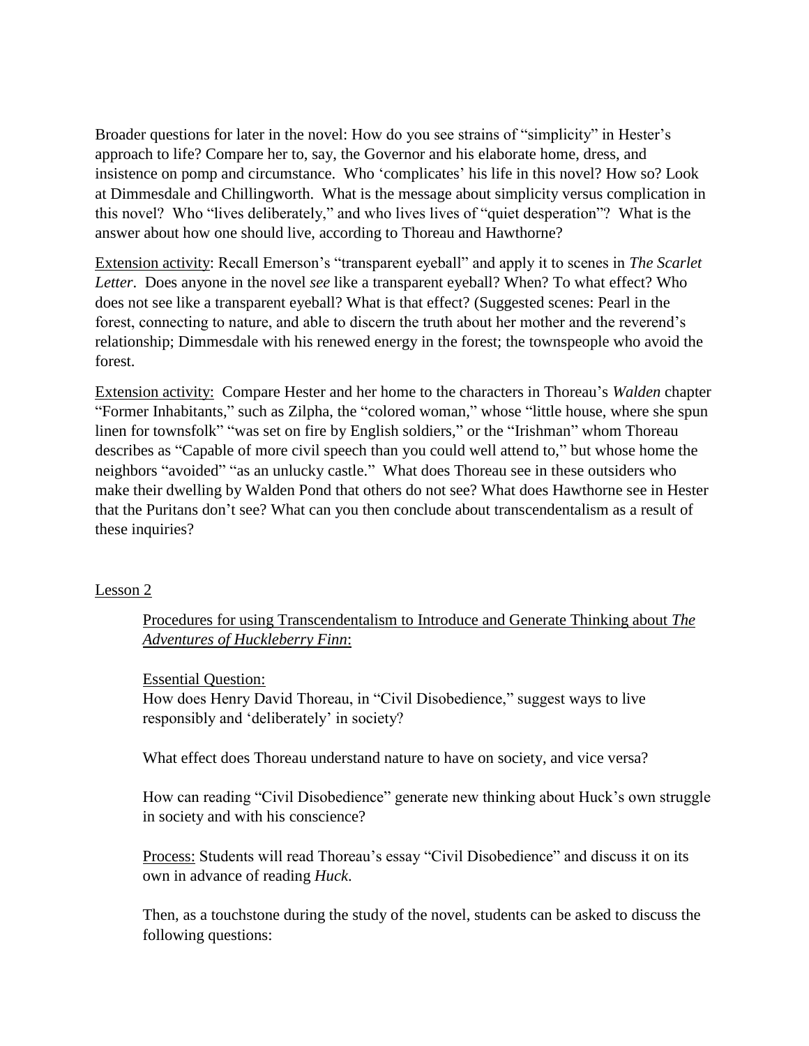Broader questions for later in the novel: How do you see strains of "simplicity" in Hester's approach to life? Compare her to, say, the Governor and his elaborate home, dress, and insistence on pomp and circumstance. Who 'complicates' his life in this novel? How so? Look at Dimmesdale and Chillingworth. What is the message about simplicity versus complication in this novel? Who "lives deliberately," and who lives lives of "quiet desperation"? What is the answer about how one should live, according to Thoreau and Hawthorne?

<u>Extension activity</u>: Recall Emerson's "transparent eyeball" and apply it to scenes in *The Scarlet Letter*. Does anyone in the novel *see* like a transparent eyeball? When? To what effect? Who does not see like a transparent eyeball? What is that effect? (Suggested scenes: Pearl in the forest, connecting to nature, and able to discern the truth about her mother and the reverend's relationship; Dimmesdale with his renewed energy in the forest; the townspeople who avoid the forest.

<u>Extension activity:</u> Compare Hester and her home to the characters in Thoreau's *Walden* chapter "Former Inhabitants," such as Zilpha, the "colored woman," whose "little house, where she spun linen for townsfolk" "was set on fire by English soldiers," or the "Irishman" whom Thoreau describes as "Capable of more civil speech than you could well attend to," but whose home the neighbors "avoided" "as an unlucky castle." What does Thoreau see in these outsiders who make their dwelling by Walden Pond that others do not see? What does Hawthorne see in Hester that the Puritans don't see? What can you then conclude about transcendentalism as a result of these inquiries?

<u>Lesson 2</u>

<u>Procedures for using Transcendentalism to Introduce and Generate Thinking about *The Adventures of Huckleberry Finn*:</u>

<u>Essential Question:</u>
How does Henry David Thoreau, in "Civil Disobedience," suggest ways to live responsibly and 'deliberately' in society?

What effect does Thoreau understand nature to have on society, and vice versa?

How can reading "Civil Disobedience" generate new thinking about Huck's own struggle in society and with his conscience?

<u>Process:</u> Students will read Thoreau's essay "Civil Disobedience" and discuss it on its own in advance of reading *Huck*.

Then, as a touchstone during the study of the novel, students can be asked to discuss the following questions: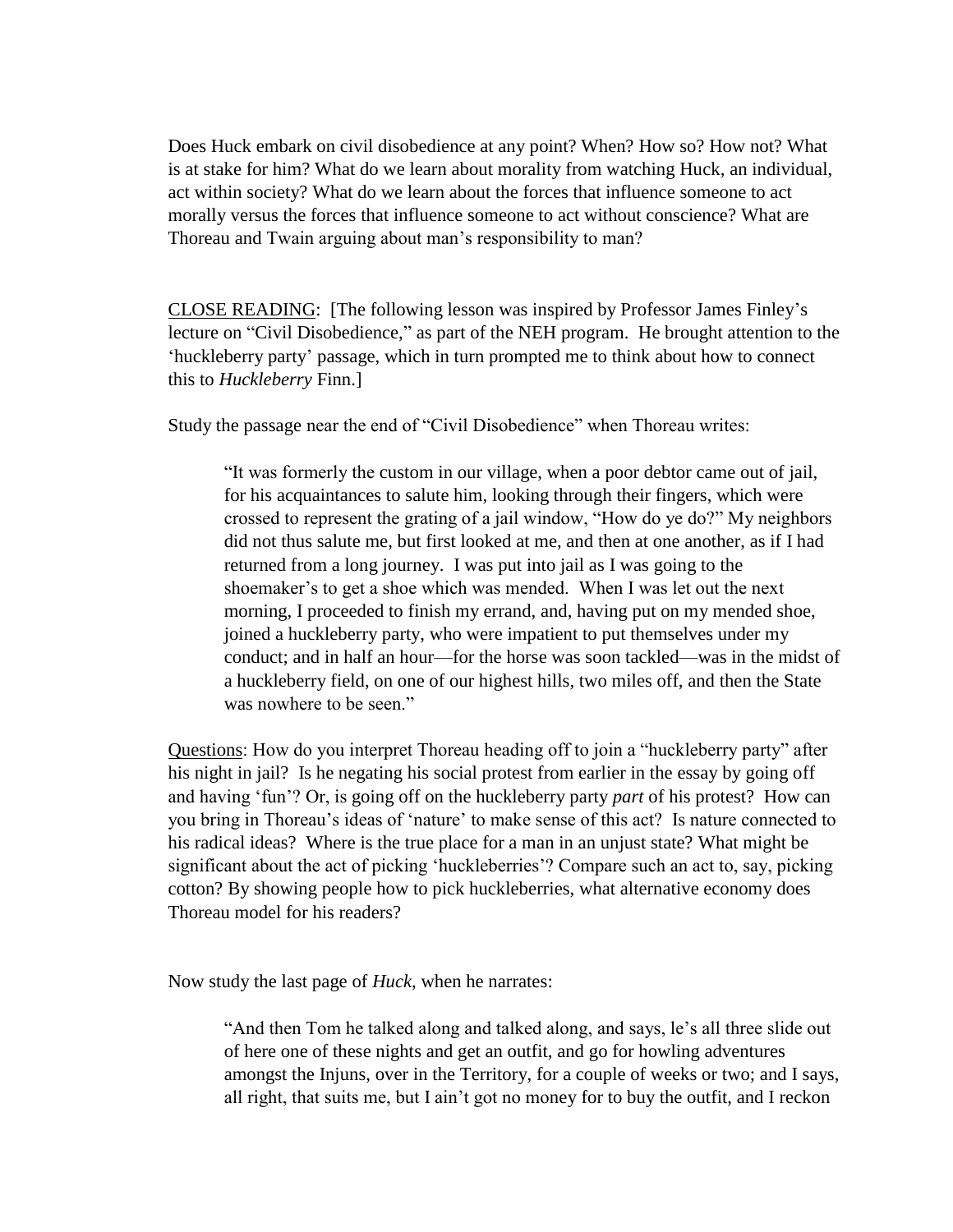Does Huck embark on civil disobedience at any point? When? How so? How not? What is at stake for him? What do we learn about morality from watching Huck, an individual, act within society? What do we learn about the forces that influence someone to act morally versus the forces that influence someone to act without conscience? What are Thoreau and Twain arguing about man's responsibility to man?

<u>CLOSE READING</u>: [The following lesson was inspired by Professor James Finley's lecture on "Civil Disobedience," as part of the NEH program. He brought attention to the 'huckleberry party' passage, which in turn prompted me to think about how to connect this to *Huckleberry* Finn.]

Study the passage near the end of "Civil Disobedience" when Thoreau writes:

> "It was formerly the custom in our village, when a poor debtor came out of jail, for his acquaintances to salute him, looking through their fingers, which were crossed to represent the grating of a jail window, "How do ye do?" My neighbors did not thus salute me, but first looked at me, and then at one another, as if I had returned from a long journey. I was put into jail as I was going to the shoemaker's to get a shoe which was mended. When I was let out the next morning, I proceeded to finish my errand, and, having put on my mended shoe, joined a huckleberry party, who were impatient to put themselves under my conduct; and in half an hour—for the horse was soon tackled—was in the midst of a huckleberry field, on one of our highest hills, two miles off, and then the State was nowhere to be seen."

<u>Questions</u>: How do you interpret Thoreau heading off to join a "huckleberry party" after his night in jail? Is he negating his social protest from earlier in the essay by going off and having 'fun'? Or, is going off on the huckleberry party *part* of his protest? How can you bring in Thoreau's ideas of 'nature' to make sense of this act? Is nature connected to his radical ideas? Where is the true place for a man in an unjust state? What might be significant about the act of picking 'huckleberries'? Compare such an act to, say, picking cotton? By showing people how to pick huckleberries, what alternative economy does Thoreau model for his readers?

Now study the last page of *Huck*, when he narrates:

> "And then Tom he talked along and talked along, and says, le's all three slide out of here one of these nights and get an outfit, and go for howling adventures amongst the Injuns, over in the Territory, for a couple of weeks or two; and I says, all right, that suits me, but I ain't got no money for to buy the outfit, and I reckon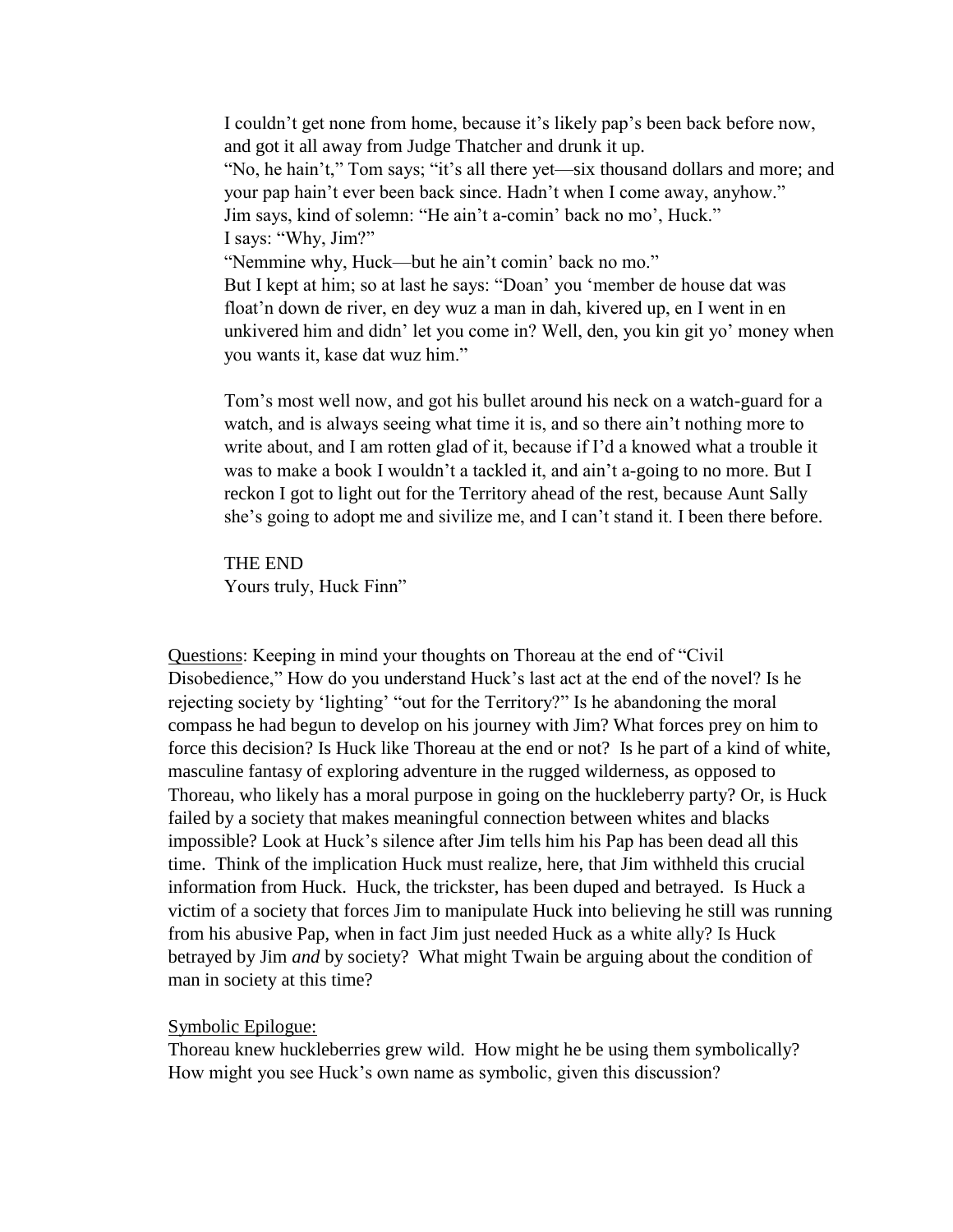> I couldn't get none from home, because it's likely pap's been back before now, and got it all away from Judge Thatcher and drunk it up.
> "No, he hain't," Tom says; "it's all there yet—six thousand dollars and more; and your pap hain't ever been back since. Hadn't when I come away, anyhow."
> Jim says, kind of solemn: "He ain't a-comin' back no mo', Huck."
> I says: "Why, Jim?"
> "Nemmine why, Huck—but he ain't comin' back no mo."
> But I kept at him; so at last he says: "Doan' you 'member de house dat was float'n down de river, en dey wuz a man in dah, kivered up, en I went in en unkivered him and didn' let you come in? Well, den, you kin git yo' money when you wants it, kase dat wuz him."
>
> Tom's most well now, and got his bullet around his neck on a watch-guard for a watch, and is always seeing what time it is, and so there ain't nothing more to write about, and I am rotten glad of it, because if I'd a knowed what a trouble it was to make a book I wouldn't a tackled it, and ain't a-going to no more. But I reckon I got to light out for the Territory ahead of the rest, because Aunt Sally she's going to adopt me and sivilize me, and I can't stand it. I been there before.
>
> THE END
> Yours truly, Huck Finn"

Questions: Keeping in mind your thoughts on Thoreau at the end of "Civil Disobedience," How do you understand Huck's last act at the end of the novel? Is he rejecting society by 'lighting' "out for the Territory?" Is he abandoning the moral compass he had begun to develop on his journey with Jim? What forces prey on him to force this decision? Is Huck like Thoreau at the end or not? Is he part of a kind of white, masculine fantasy of exploring adventure in the rugged wilderness, as opposed to Thoreau, who likely has a moral purpose in going on the huckleberry party? Or, is Huck failed by a society that makes meaningful connection between whites and blacks impossible? Look at Huck's silence after Jim tells him his Pap has been dead all this time. Think of the implication Huck must realize, here, that Jim withheld this crucial information from Huck. Huck, the trickster, has been duped and betrayed. Is Huck a victim of a society that forces Jim to manipulate Huck into believing he still was running from his abusive Pap, when in fact Jim just needed Huck as a white ally? Is Huck betrayed by Jim *and* by society? What might Twain be arguing about the condition of man in society at this time?

Symbolic Epilogue:

Thoreau knew huckleberries grew wild. How might he be using them symbolically? How might you see Huck's own name as symbolic, given this discussion?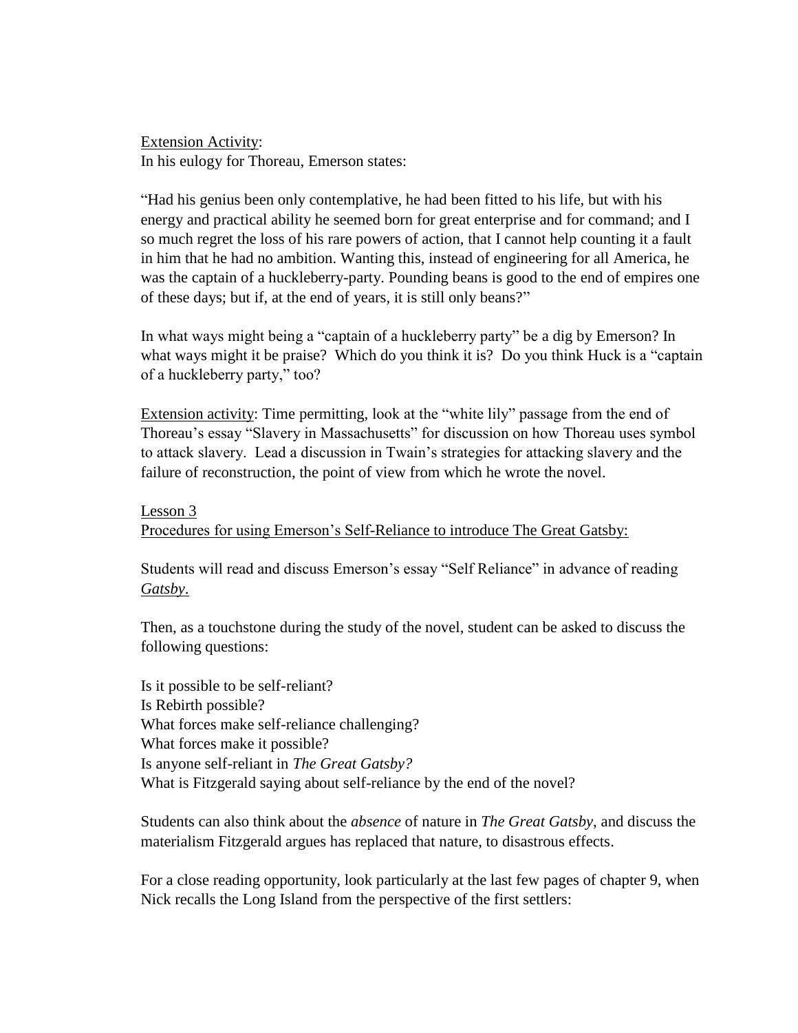Extension Activity:
In his eulogy for Thoreau, Emerson states:

"Had his genius been only contemplative, he had been fitted to his life, but with his energy and practical ability he seemed born for great enterprise and for command; and I so much regret the loss of his rare powers of action, that I cannot help counting it a fault in him that he had no ambition. Wanting this, instead of engineering for all America, he was the captain of a huckleberry-party. Pounding beans is good to the end of empires one of these days; but if, at the end of years, it is still only beans?"

In what ways might being a "captain of a huckleberry party" be a dig by Emerson? In what ways might it be praise? Which do you think it is? Do you think Huck is a "captain of a huckleberry party," too?

Extension activity: Time permitting, look at the "white lily" passage from the end of Thoreau's essay "Slavery in Massachusetts" for discussion on how Thoreau uses symbol to attack slavery. Lead a discussion in Twain's strategies for attacking slavery and the failure of reconstruction, the point of view from which he wrote the novel.

Lesson 3
Procedures for using Emerson's Self-Reliance to introduce The Great Gatsby:

Students will read and discuss Emerson's essay "Self Reliance" in advance of reading *Gatsby*.

Then, as a touchstone during the study of the novel, student can be asked to discuss the following questions:

Is it possible to be self-reliant?
Is Rebirth possible?
What forces make self-reliance challenging?
What forces make it possible?
Is anyone self-reliant in *The Great Gatsby?*
What is Fitzgerald saying about self-reliance by the end of the novel?

Students can also think about the *absence* of nature in *The Great Gatsby*, and discuss the materialism Fitzgerald argues has replaced that nature, to disastrous effects.

For a close reading opportunity, look particularly at the last few pages of chapter 9, when Nick recalls the Long Island from the perspective of the first settlers: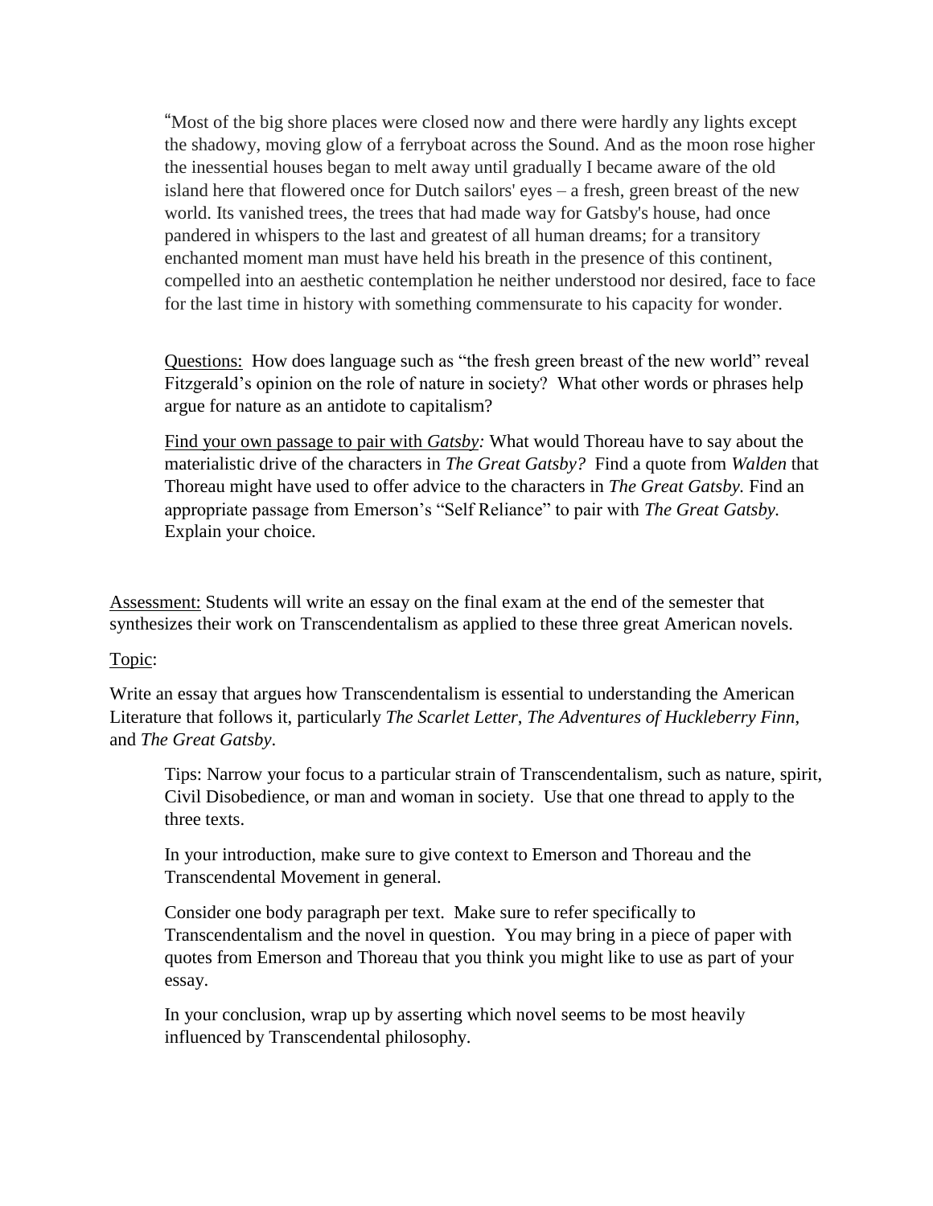"Most of the big shore places were closed now and there were hardly any lights except the shadowy, moving glow of a ferryboat across the Sound. And as the moon rose higher the inessential houses began to melt away until gradually I became aware of the old island here that flowered once for Dutch sailors' eyes – a fresh, green breast of the new world. Its vanished trees, the trees that had made way for Gatsby's house, had once pandered in whispers to the last and greatest of all human dreams; for a transitory enchanted moment man must have held his breath in the presence of this continent, compelled into an aesthetic contemplation he neither understood nor desired, face to face for the last time in history with something commensurate to his capacity for wonder.

<u>Questions:</u> How does language such as "the fresh green breast of the new world" reveal Fitzgerald's opinion on the role of nature in society? What other words or phrases help argue for nature as an antidote to capitalism?

<u>Find your own passage to pair with *Gatsby*:</u> What would Thoreau have to say about the materialistic drive of the characters in *The Great Gatsby?* Find a quote from *Walden* that Thoreau might have used to offer advice to the characters in *The Great Gatsby.* Find an appropriate passage from Emerson's "Self Reliance" to pair with *The Great Gatsby.* Explain your choice.

<u>Assessment:</u> Students will write an essay on the final exam at the end of the semester that synthesizes their work on Transcendentalism as applied to these three great American novels.

<u>Topic</u>:

Write an essay that argues how Transcendentalism is essential to understanding the American Literature that follows it, particularly *The Scarlet Letter*, *The Adventures of Huckleberry Finn*, and *The Great Gatsby*.

Tips: Narrow your focus to a particular strain of Transcendentalism, such as nature, spirit, Civil Disobedience, or man and woman in society. Use that one thread to apply to the three texts.

In your introduction, make sure to give context to Emerson and Thoreau and the Transcendental Movement in general.

Consider one body paragraph per text. Make sure to refer specifically to Transcendentalism and the novel in question. You may bring in a piece of paper with quotes from Emerson and Thoreau that you think you might like to use as part of your essay.

In your conclusion, wrap up by asserting which novel seems to be most heavily influenced by Transcendental philosophy.